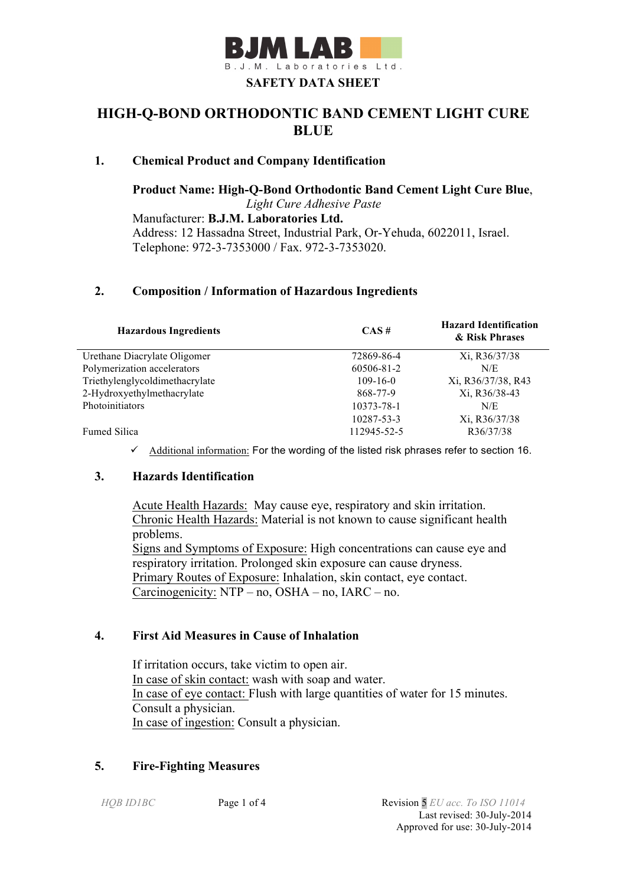BJM LAB
B.J.M. Laboratories Ltd.

**SAFETY DATA SHEET**

# HIGH-Q-BOND ORTHODONTIC BAND CEMENT LIGHT CURE BLUE

## 1. Chemical Product and Company Identification

**Product Name: High-Q-Bond Orthodontic Band Cement Light Cure Blue**, *Light Cure Adhesive Paste*
Manufacturer: **B.J.M. Laboratories Ltd.**
Address: 12 Hassadna Street, Industrial Park, Or-Yehuda, 6022011, Israel.
Telephone: 972-3-7353000 / Fax. 972-3-7353020.

## 2. Composition / Information of Hazardous Ingredients

| Hazardous Ingredients | CAS # | Hazard Identification & Risk Phrases |
|---|---|---|
| Urethane Diacrylate Oligomer | 72869-86-4 | Xi, R36/37/38 |
| Polymerization accelerators | 60506-81-2 | N/E |
| Triethylenglycoldimethacrylate | 109-16-0 | Xi, R36/37/38, R43 |
| 2-Hydroxyethylmethacrylate | 868-77-9 | Xi, R36/38-43 |
| Photoinitiators | 10373-78-1 | N/E |
| | 10287-53-3 | Xi, R36/37/38 |
| Fumed Silica | 112945-52-5 | R36/37/38 |

- ✓ Additional information: For the wording of the listed risk phrases refer to section 16.

## 3. Hazards Identification

Acute Health Hazards: May cause eye, respiratory and skin irritation.
Chronic Health Hazards: Material is not known to cause significant health problems.
Signs and Symptoms of Exposure: High concentrations can cause eye and respiratory irritation. Prolonged skin exposure can cause dryness.
Primary Routes of Exposure: Inhalation, skin contact, eye contact.
Carcinogenicity: NTP – no, OSHA – no, IARC – no.

## 4. First Aid Measures in Cause of Inhalation

If irritation occurs, take victim to open air.
In case of skin contact: wash with soap and water.
In case of eye contact: Flush with large quantities of water for 15 minutes. Consult a physician.
In case of ingestion: Consult a physician.

## 5. Fire-Fighting Measures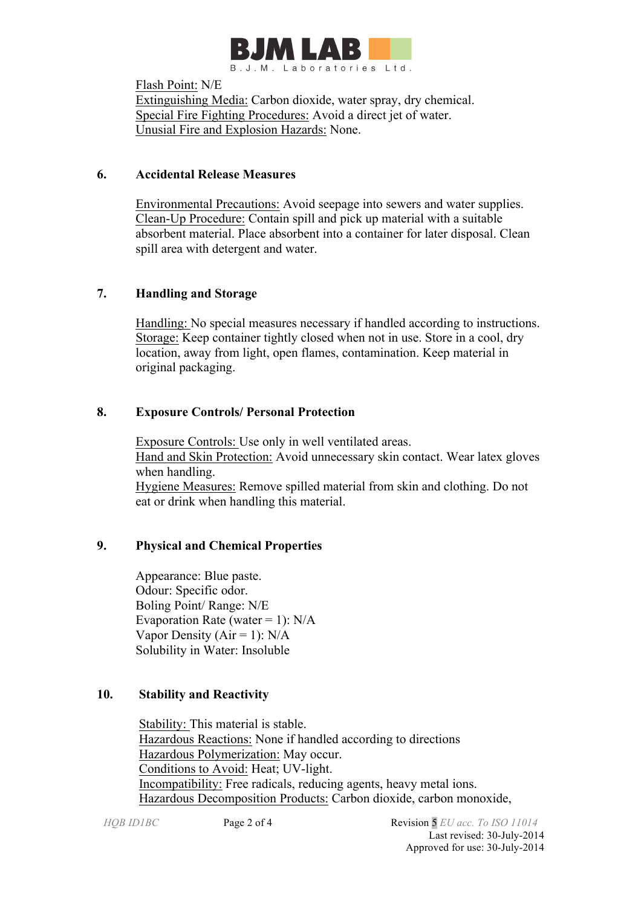Flash Point: N/E
Extinguishing Media: Carbon dioxide, water spray, dry chemical.
Special Fire Fighting Procedures: Avoid a direct jet of water.
Unusial Fire and Explosion Hazards: None.

## 6. Accidental Release Measures

Environmental Precautions: Avoid seepage into sewers and water supplies.
Clean-Up Procedure: Contain spill and pick up material with a suitable absorbent material. Place absorbent into a container for later disposal. Clean spill area with detergent and water.

## 7. Handling and Storage

Handling: No special measures necessary if handled according to instructions.
Storage: Keep container tightly closed when not in use. Store in a cool, dry location, away from light, open flames, contamination. Keep material in original packaging.

## 8. Exposure Controls/ Personal Protection

Exposure Controls: Use only in well ventilated areas.
Hand and Skin Protection: Avoid unnecessary skin contact. Wear latex gloves when handling.
Hygiene Measures: Remove spilled material from skin and clothing. Do not eat or drink when handling this material.

## 9. Physical and Chemical Properties

Appearance: Blue paste.
Odour: Specific odor.
Boling Point/ Range: N/E
Evaporation Rate (water = 1): N/A
Vapor Density (Air = 1): N/A
Solubility in Water: Insoluble

## 10. Stability and Reactivity

Stability: This material is stable.
Hazardous Reactions: None if handled according to directions
Hazardous Polymerization: May occur.
Conditions to Avoid: Heat; UV-light.
Incompatibility: Free radicals, reducing agents, heavy metal ions.
Hazardous Decomposition Products: Carbon dioxide, carbon monoxide,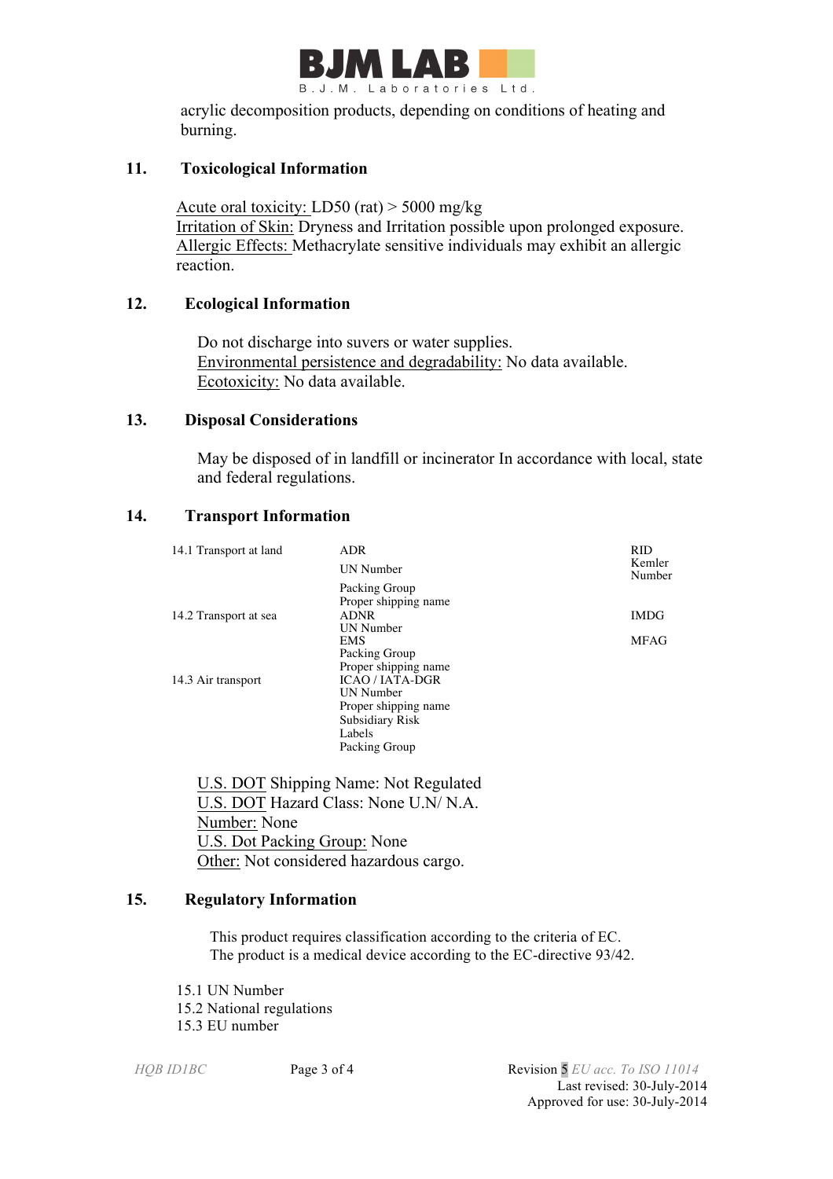acrylic decomposition products, depending on conditions of heating and burning.

## 11. Toxicological Information

Acute oral toxicity: LD50 (rat) > 5000 mg/kg
Irritation of Skin: Dryness and Irritation possible upon prolonged exposure.
Allergic Effects: Methacrylate sensitive individuals may exhibit an allergic reaction.

## 12. Ecological Information

Do not discharge into suvers or water supplies.
Environmental persistence and degradability: No data available.
Ecotoxicity: No data available.

## 13. Disposal Considerations

May be disposed of in landfill or incinerator In accordance with local, state and federal regulations.

## 14. Transport Information

| | | |
|---|---|---|
| 14.1 Transport at land | ADR | RID |
| | UN Number | Kemler Number |
| | Packing Group | |
| | Proper shipping name | |
| 14.2 Transport at sea | ADNR | IMDG |
| | UN Number | |
| | EMS | MFAG |
| | Packing Group | |
| | Proper shipping name | |
| 14.3 Air transport | ICAO / IATA-DGR | |
| | UN Number | |
| | Proper shipping name | |
| | Subsidiary Risk | |
| | Labels | |
| | Packing Group | |

U.S. DOT Shipping Name: Not Regulated
U.S. DOT Hazard Class: None U.N/ N.A.
Number: None
U.S. Dot Packing Group: None
Other: Not considered hazardous cargo.

## 15. Regulatory Information

This product requires classification according to the criteria of EC.
The product is a medical device according to the EC-directive 93/42.

15.1 UN Number
15.2 National regulations
15.3 EU number

HQB ID1BC — Revision 5 *EU acc. To ISO 11014*
Last revised: 30-July-2014
Approved for use: 30-July-2014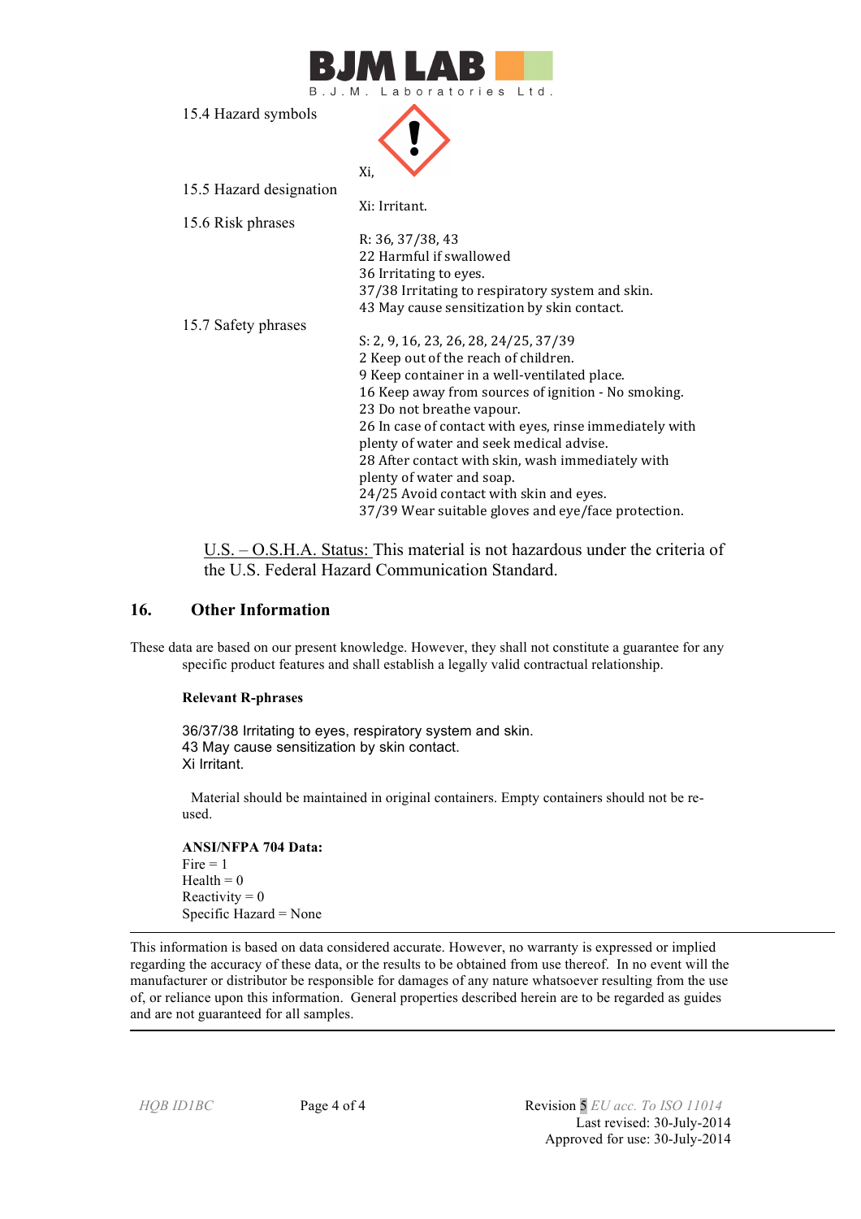15.4 Hazard symbols

Xi,

15.5 Hazard designation

Xi: Irritant.

15.6 Risk phrases

R: 36, 37/38, 43
22 Harmful if swallowed
36 Irritating to eyes.
37/38 Irritating to respiratory system and skin.
43 May cause sensitization by skin contact.

15.7 Safety phrases

S: 2, 9, 16, 23, 26, 28, 24/25, 37/39
2 Keep out of the reach of children.
9 Keep container in a well-ventilated place.
16 Keep away from sources of ignition - No smoking.
23 Do not breathe vapour.
26 In case of contact with eyes, rinse immediately with plenty of water and seek medical advise.
28 After contact with skin, wash immediately with plenty of water and soap.
24/25 Avoid contact with skin and eyes.
37/39 Wear suitable gloves and eye/face protection.

U.S. – O.S.H.A. Status: This material is not hazardous under the criteria of the U.S. Federal Hazard Communication Standard.

## 16. Other Information

These data are based on our present knowledge. However, they shall not constitute a guarantee for any specific product features and shall establish a legally valid contractual relationship.

**Relevant R-phrases**

36/37/38 Irritating to eyes, respiratory system and skin.
43 May cause sensitization by skin contact.
Xi Irritant.

Material should be maintained in original containers. Empty containers should not be re-used.

**ANSI/NFPA 704 Data:**
Fire = 1
Health = 0
Reactivity = 0
Specific Hazard = None

This information is based on data considered accurate. However, no warranty is expressed or implied regarding the accuracy of these data, or the results to be obtained from use thereof. In no event will the manufacturer or distributor be responsible for damages of any nature whatsoever resulting from the use of, or reliance upon this information. General properties described herein are to be regarded as guides and are not guaranteed for all samples.

Revision 5 *EU acc. To ISO 11014*
Last revised: 30-July-2014
Approved for use: 30-July-2014